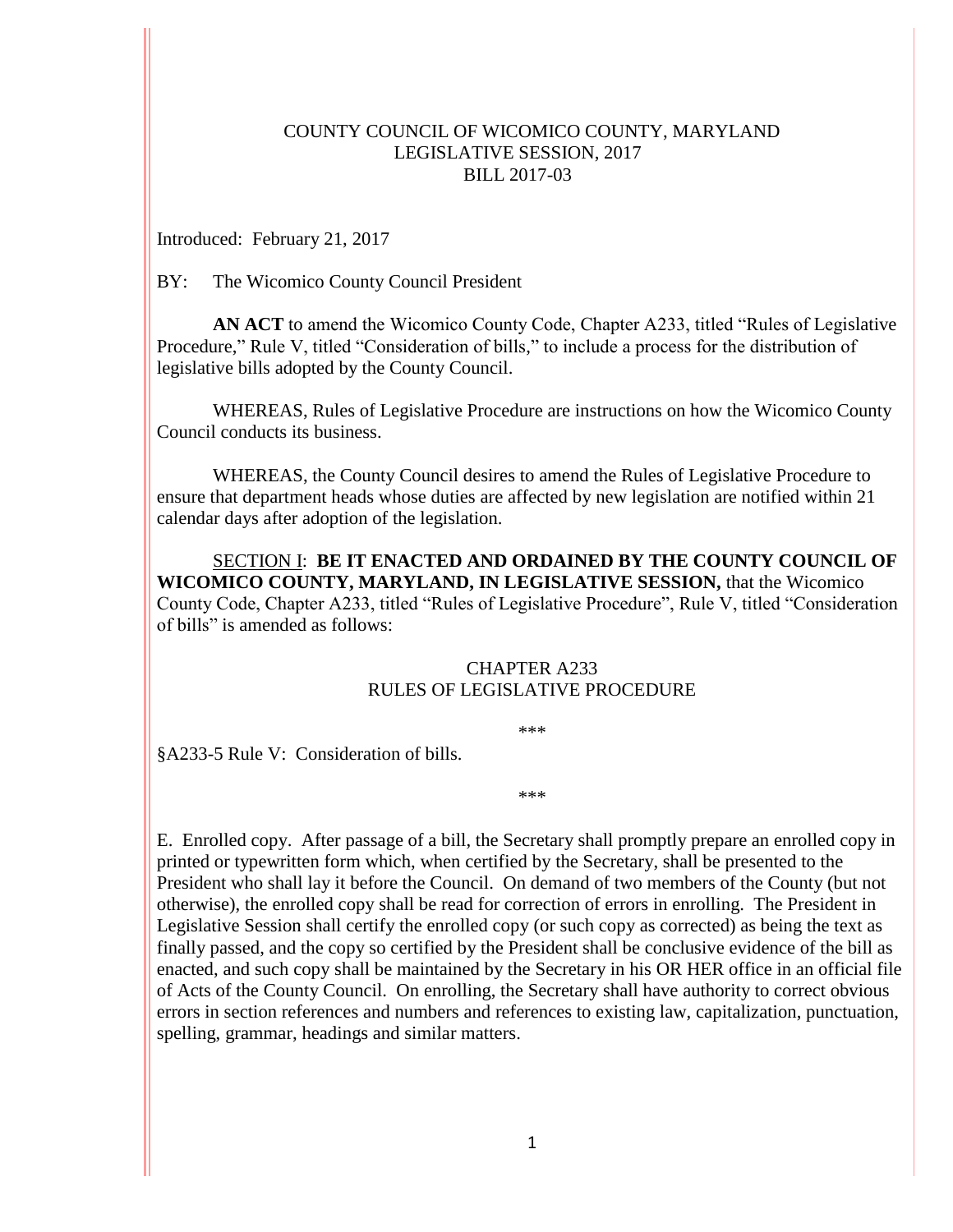COUNTY COUNCIL OF WICOMICO COUNTY, MARYLAND
LEGISLATIVE SESSION, 2017
BILL 2017-03

Introduced: February 21, 2017

BY: The Wicomico County Council President

**AN ACT** to amend the Wicomico County Code, Chapter A233, titled "Rules of Legislative Procedure," Rule V, titled "Consideration of bills," to include a process for the distribution of legislative bills adopted by the County Council.

WHEREAS, Rules of Legislative Procedure are instructions on how the Wicomico County Council conducts its business.

WHEREAS, the County Council desires to amend the Rules of Legislative Procedure to ensure that department heads whose duties are affected by new legislation are notified within 21 calendar days after adoption of the legislation.

<u>SECTION I</u>: **BE IT ENACTED AND ORDAINED BY THE COUNTY COUNCIL OF WICOMICO COUNTY, MARYLAND, IN LEGISLATIVE SESSION,** that the Wicomico County Code, Chapter A233, titled "Rules of Legislative Procedure", Rule V, titled "Consideration of bills" is amended as follows:

CHAPTER A233
RULES OF LEGISLATIVE PROCEDURE

\*\*\*

§A233-5 Rule V: Consideration of bills.

\*\*\*

E. Enrolled copy. After passage of a bill, the Secretary shall promptly prepare an enrolled copy in printed or typewritten form which, when certified by the Secretary, shall be presented to the President who shall lay it before the Council. On demand of two members of the County (but not otherwise), the enrolled copy shall be read for correction of errors in enrolling. The President in Legislative Session shall certify the enrolled copy (or such copy as corrected) as being the text as finally passed, and the copy so certified by the President shall be conclusive evidence of the bill as enacted, and such copy shall be maintained by the Secretary in his OR HER office in an official file of Acts of the County Council. On enrolling, the Secretary shall have authority to correct obvious errors in section references and numbers and references to existing law, capitalization, punctuation, spelling, grammar, headings and similar matters.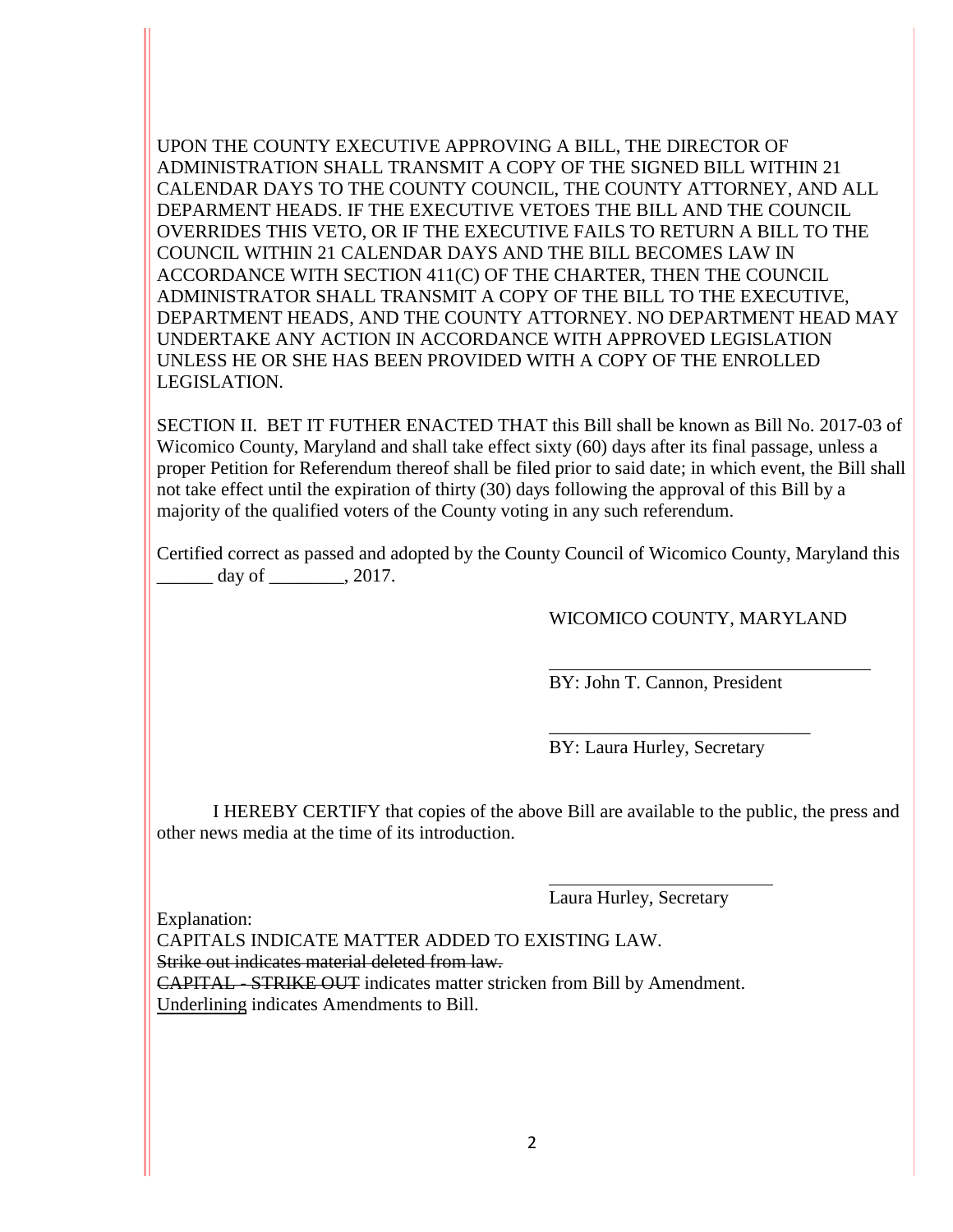UPON THE COUNTY EXECUTIVE APPROVING A BILL, THE DIRECTOR OF ADMINISTRATION SHALL TRANSMIT A COPY OF THE SIGNED BILL WITHIN 21 CALENDAR DAYS TO THE COUNTY COUNCIL, THE COUNTY ATTORNEY, AND ALL DEPARMENT HEADS. IF THE EXECUTIVE VETOES THE BILL AND THE COUNCIL OVERRIDES THIS VETO, OR IF THE EXECUTIVE FAILS TO RETURN A BILL TO THE COUNCIL WITHIN 21 CALENDAR DAYS AND THE BILL BECOMES LAW IN ACCORDANCE WITH SECTION 411(C) OF THE CHARTER, THEN THE COUNCIL ADMINISTRATOR SHALL TRANSMIT A COPY OF THE BILL TO THE EXECUTIVE, DEPARTMENT HEADS, AND THE COUNTY ATTORNEY. NO DEPARTMENT HEAD MAY UNDERTAKE ANY ACTION IN ACCORDANCE WITH APPROVED LEGISLATION UNLESS HE OR SHE HAS BEEN PROVIDED WITH A COPY OF THE ENROLLED LEGISLATION.

SECTION II. BET IT FUTHER ENACTED THAT this Bill shall be known as Bill No. 2017-03 of Wicomico County, Maryland and shall take effect sixty (60) days after its final passage, unless a proper Petition for Referendum thereof shall be filed prior to said date; in which event, the Bill shall not take effect until the expiration of thirty (30) days following the approval of this Bill by a majority of the qualified voters of the County voting in any such referendum.

Certified correct as passed and adopted by the County Council of Wicomico County, Maryland this ______ day of ________, 2017.

WICOMICO COUNTY, MARYLAND

___________________________________
BY: John T. Cannon, President

____________________________
BY: Laura Hurley, Secretary

I HEREBY CERTIFY that copies of the above Bill are available to the public, the press and other news media at the time of its introduction.

________________________
Laura Hurley, Secretary

Explanation:
CAPITALS INDICATE MATTER ADDED TO EXISTING LAW.
~~Strike out indicates material deleted from law.~~
~~CAPITAL - STRIKE OUT~~ indicates matter stricken from Bill by Amendment.
<u>Underlining</u> indicates Amendments to Bill.